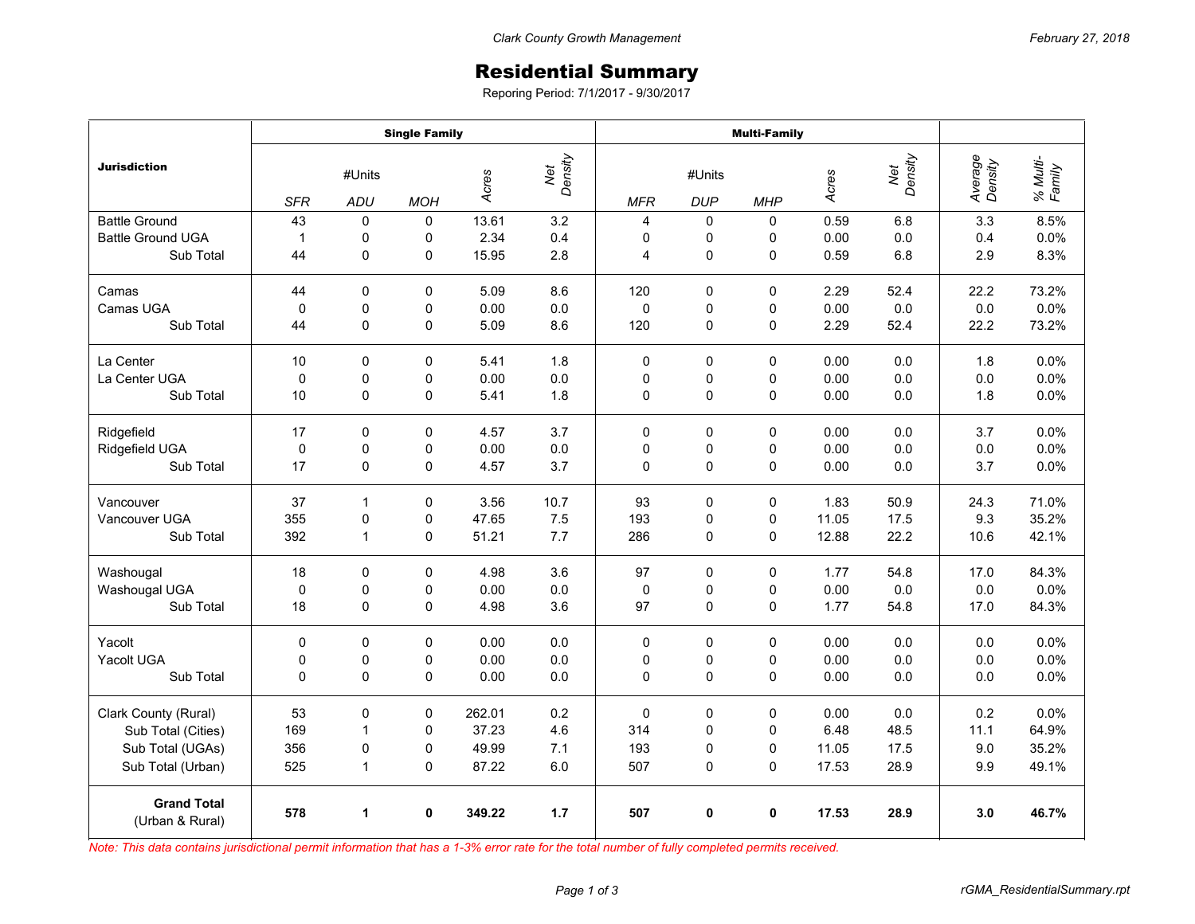*Clark County Growth Management* · *February 27, 2018*

# Residential Summary

Reporing Period: 7/1/2017 - 9/30/2017

| Jurisdiction | Single Family | | | | | Multi-Family | | | | | | |
|---|---|---|---|---|---|---|---|---|---|---|---|---|
| | #Units | | | Acres | Net Density | #Units | | | Acres | Net Density | Average Density | % Multi-Family |
| | SFR | ADU | MOH | | | MFR | DUP | MHP | | | | |
| Battle Ground | 43 | 0 | 0 | 13.61 | 3.2 | 4 | 0 | 0 | 0.59 | 6.8 | 3.3 | 8.5% |
| Battle Ground UGA | 1 | 0 | 0 | 2.34 | 0.4 | 0 | 0 | 0 | 0.00 | 0.0 | 0.4 | 0.0% |
| Sub Total | 44 | 0 | 0 | 15.95 | 2.8 | 4 | 0 | 0 | 0.59 | 6.8 | 2.9 | 8.3% |
| Camas | 44 | 0 | 0 | 5.09 | 8.6 | 120 | 0 | 0 | 2.29 | 52.4 | 22.2 | 73.2% |
| Camas UGA | 0 | 0 | 0 | 0.00 | 0.0 | 0 | 0 | 0 | 0.00 | 0.0 | 0.0 | 0.0% |
| Sub Total | 44 | 0 | 0 | 5.09 | 8.6 | 120 | 0 | 0 | 2.29 | 52.4 | 22.2 | 73.2% |
| La Center | 10 | 0 | 0 | 5.41 | 1.8 | 0 | 0 | 0 | 0.00 | 0.0 | 1.8 | 0.0% |
| La Center UGA | 0 | 0 | 0 | 0.00 | 0.0 | 0 | 0 | 0 | 0.00 | 0.0 | 0.0 | 0.0% |
| Sub Total | 10 | 0 | 0 | 5.41 | 1.8 | 0 | 0 | 0 | 0.00 | 0.0 | 1.8 | 0.0% |
| Ridgefield | 17 | 0 | 0 | 4.57 | 3.7 | 0 | 0 | 0 | 0.00 | 0.0 | 3.7 | 0.0% |
| Ridgefield UGA | 0 | 0 | 0 | 0.00 | 0.0 | 0 | 0 | 0 | 0.00 | 0.0 | 0.0 | 0.0% |
| Sub Total | 17 | 0 | 0 | 4.57 | 3.7 | 0 | 0 | 0 | 0.00 | 0.0 | 3.7 | 0.0% |
| Vancouver | 37 | 1 | 0 | 3.56 | 10.7 | 93 | 0 | 0 | 1.83 | 50.9 | 24.3 | 71.0% |
| Vancouver UGA | 355 | 0 | 0 | 47.65 | 7.5 | 193 | 0 | 0 | 11.05 | 17.5 | 9.3 | 35.2% |
| Sub Total | 392 | 1 | 0 | 51.21 | 7.7 | 286 | 0 | 0 | 12.88 | 22.2 | 10.6 | 42.1% |
| Washougal | 18 | 0 | 0 | 4.98 | 3.6 | 97 | 0 | 0 | 1.77 | 54.8 | 17.0 | 84.3% |
| Washougal UGA | 0 | 0 | 0 | 0.00 | 0.0 | 0 | 0 | 0 | 0.00 | 0.0 | 0.0 | 0.0% |
| Sub Total | 18 | 0 | 0 | 4.98 | 3.6 | 97 | 0 | 0 | 1.77 | 54.8 | 17.0 | 84.3% |
| Yacolt | 0 | 0 | 0 | 0.00 | 0.0 | 0 | 0 | 0 | 0.00 | 0.0 | 0.0 | 0.0% |
| Yacolt UGA | 0 | 0 | 0 | 0.00 | 0.0 | 0 | 0 | 0 | 0.00 | 0.0 | 0.0 | 0.0% |
| Sub Total | 0 | 0 | 0 | 0.00 | 0.0 | 0 | 0 | 0 | 0.00 | 0.0 | 0.0 | 0.0% |
| Clark County (Rural) | 53 | 0 | 0 | 262.01 | 0.2 | 0 | 0 | 0 | 0.00 | 0.0 | 0.2 | 0.0% |
| Sub Total (Cities) | 169 | 1 | 0 | 37.23 | 4.6 | 314 | 0 | 0 | 6.48 | 48.5 | 11.1 | 64.9% |
| Sub Total (UGAs) | 356 | 0 | 0 | 49.99 | 7.1 | 193 | 0 | 0 | 11.05 | 17.5 | 9.0 | 35.2% |
| Sub Total (Urban) | 525 | 1 | 0 | 87.22 | 6.0 | 507 | 0 | 0 | 17.53 | 28.9 | 9.9 | 49.1% |
| **Grand Total** (Urban & Rural) | **578** | **1** | **0** | **349.22** | **1.7** | **507** | **0** | **0** | **17.53** | **28.9** | **3.0** | **46.7%** |

*Note: This data contains jurisdictional permit information that has a 1-3% error rate for the total number of fully completed permits received.*

rGMA_ResidentialSummary.rpt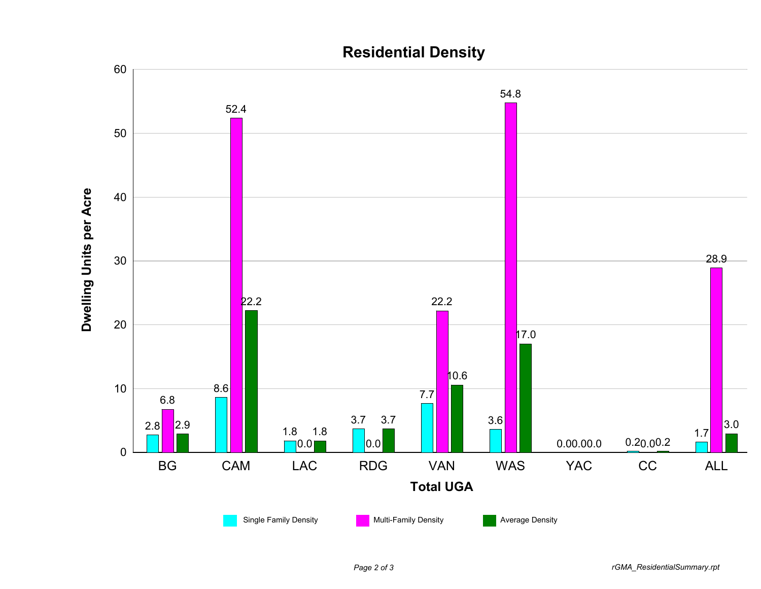# Residential Density

| Total UGA | Single Family Density | Multi-Family Density | Average Density |
|---|---|---|---|
| BG | 2.8 | 6.8 | 2.9 |
| CAM | 8.6 | 52.4 | 22.2 |
| LAC | 1.8 | 0.0 | 1.8 |
| RDG | 3.7 | 0.0 | 3.7 |
| VAN | 7.7 | 22.2 | 10.6 |
| WAS | 3.6 | 54.8 | 17.0 |
| YAC | 0.0 | 0.0 | 0.0 |
| CC | 0.2 | 0.0 | 0.2 |
| ALL | 1.7 | 28.9 | 3.0 |

Dwelling Units per Acre

rGMA_ResidentialSummary.rpt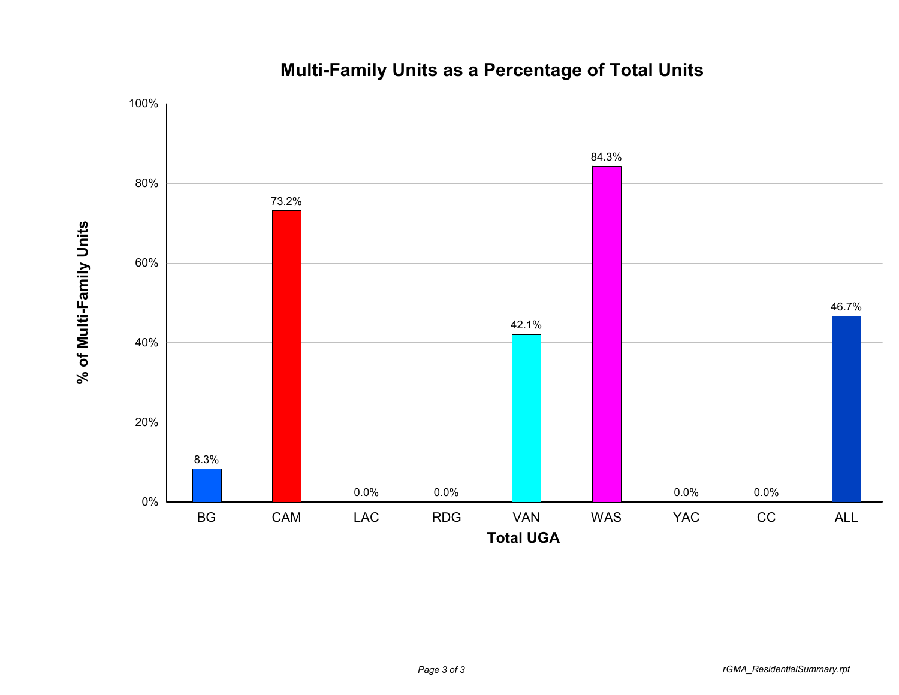## Multi-Family Units as a Percentage of Total Units

% of Multi-Family Units

100%
80%
60%
40%
20%
0%

8.3%
73.2%
0.0%
0.0%
42.1%
84.3%
0.0%
0.0%
46.7%

BG
CAM
LAC
RDG
VAN
WAS
YAC
CC
ALL

**Total UGA**

*rGMA_ResidentialSummary.rpt*